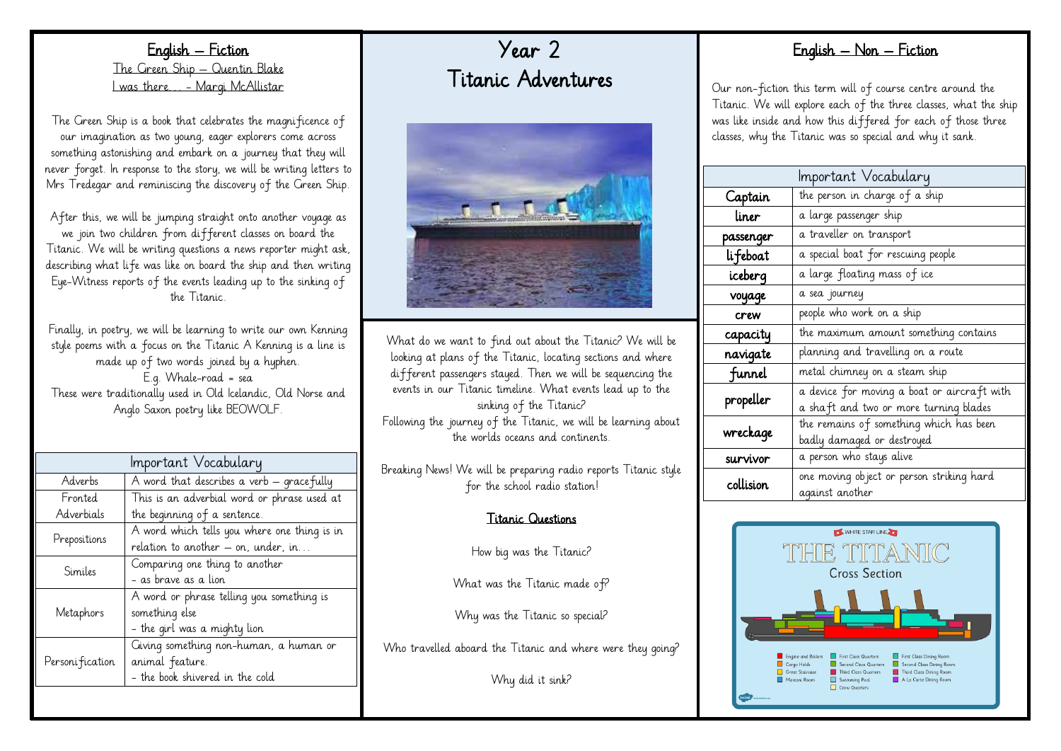# Year 2
# Titanic Adventures

## English – Fiction

The Green Ship – Quentin Blake
I was there… - Margi McAllistar

The Green Ship is a book that celebrates the magnificence of our imagination as two young, eager explorers come across something astonishing and embark on a journey that they will never forget. In response to the story, we will be writing letters to Mrs Tredegar and reminiscing the discovery of the Green Ship.

After this, we will be jumping straight onto another voyage as we join two children from different classes on board the Titanic. We will be writing questions a news reporter might ask, describing what life was like on board the ship and then writing Eye-Witness reports of the events leading up to the sinking of the Titanic.

Finally, in poetry, we will be learning to write our own Kenning style poems with a focus on the Titanic A Kenning is a line is made up of two words joined by a hyphen.
E.g. Whale-road = sea
These were traditionally used in Old Icelandic, Old Norse and Anglo Saxon poetry like BEOWOLF.

| Important Vocabulary | |
|---|---|
| Adverbs | A word that describes a verb – gracefully |
| Fronted Adverbials | This is an adverbial word or phrase used at the beginning of a sentence. |
| Prepositions | A word which tells you where one thing is in relation to another – on, under, in… |
| Similes | Comparing one thing to another - as brave as a lion |
| Metaphors | A word or phrase telling you something is something else - the girl was a mighty lion |
| Personification | Giving something non-human, a human or animal feature. - the book shivered in the cold |

What do we want to find out about the Titanic? We will be looking at plans of the Titanic, locating sections and where different passengers stayed. Then we will be sequencing the events in our Titanic timeline. What events lead up to the sinking of the Titanic?
Following the journey of the Titanic, we will be learning about the worlds oceans and continents.

Breaking News! We will be preparing radio reports Titanic style for the school radio station!

### Titanic Questions

How big was the Titanic?

What was the Titanic made of?

Why was the Titanic so special?

Who travelled aboard the Titanic and where were they going?

Why did it sink?

## English – Non – Fiction

Our non-fiction this term will of course centre around the Titanic. We will explore each of the three classes, what the ship was like inside and how this differed for each of those three classes, why the Titanic was so special and why it sank.

| Important Vocabulary | |
|---|---|
| Captain | the person in charge of a ship |
| liner | a large passenger ship |
| passenger | a traveller on transport |
| lifeboat | a special boat for rescuing people |
| iceberg | a large floating mass of ice |
| voyage | a sea journey |
| crew | people who work on a ship |
| capacity | the maximum amount something contains |
| navigate | planning and travelling on a route |
| funnel | metal chimney on a steam ship |
| propeller | a device for moving a boat or aircraft with a shaft and two or more turning blades |
| wreckage | the remains of something which has been badly damaged or destroyed |
| survivor | a person who stays alive |
| collision | one moving object or person striking hard against another |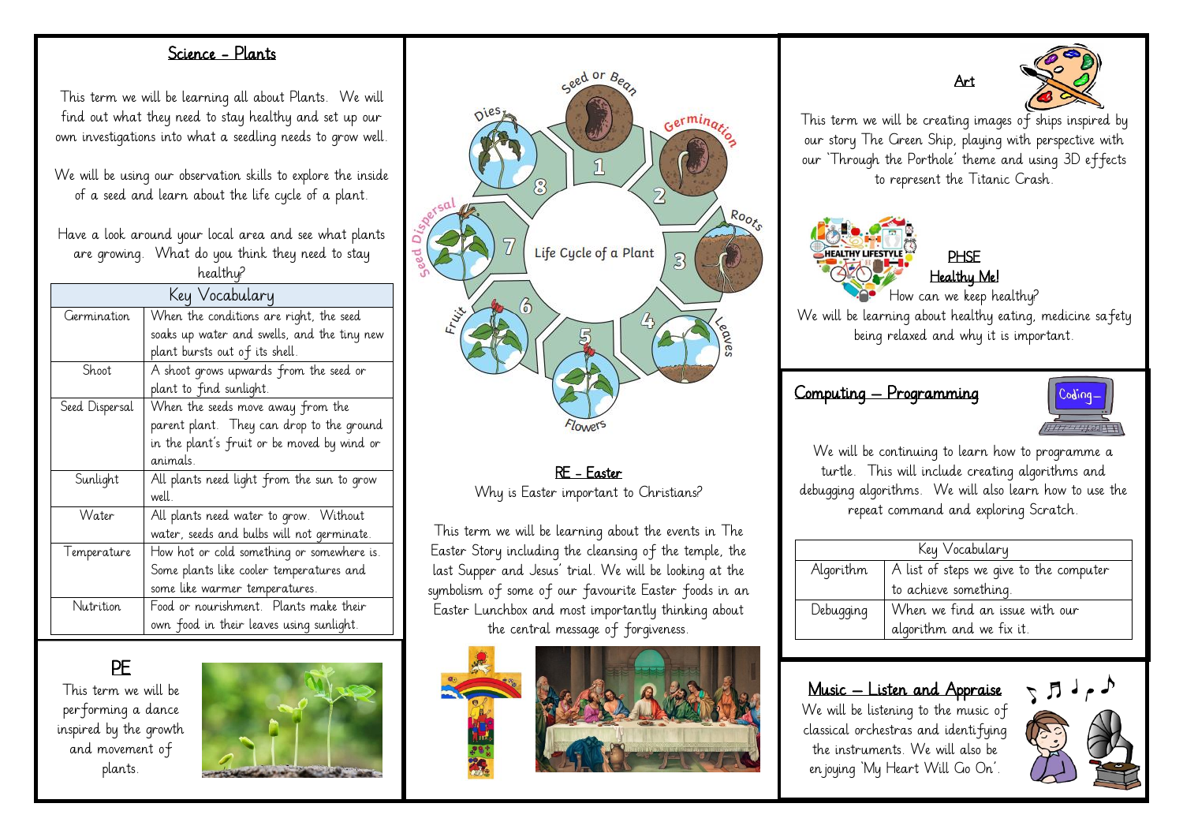## Science - Plants

This term we will be learning all about Plants. We will find out what they need to stay healthy and set up our own investigations into what a seedling needs to grow well.

We will be using our observation skills to explore the inside of a seed and learn about the life cycle of a plant.

Have a look around your local area and see what plants are growing. What do you think they need to stay healthy?

| Key Vocabulary | |
|---|---|
| Germination | When the conditions are right, the seed soaks up water and swells, and the tiny new plant bursts out of its shell. |
| Shoot | A shoot grows upwards from the seed or plant to find sunlight. |
| Seed Dispersal | When the seeds move away from the parent plant. They can drop to the ground in the plant's fruit or be moved by wind or animals. |
| Sunlight | All plants need light from the sun to grow well. |
| Water | All plants need water to grow. Without water, seeds and bulbs will not germinate. |
| Temperature | How hot or cold something or somewhere is. Some plants like cooler temperatures and some like warmer temperatures. |
| Nutrition | Food or nourishment. Plants make their own food in their leaves using sunlight. |

## PE

This term we will be performing a dance inspired by the growth and movement of plants.

Life Cycle of a Plant

1 Seed or Bean
2 Germination
3 Roots
4 Leaves
5 Flowers
6 Fruit
7 Seed Dispersal
8 Dies

## RE - Easter

Why is Easter important to Christians?

This term we will be learning about the events in The Easter Story including the cleansing of the temple, the last Supper and Jesus' trial. We will be looking at the symbolism of some of our favourite Easter foods in an Easter Lunchbox and most importantly thinking about the central message of forgiveness.

## Art

This term we will be creating images of ships inspired by our story The Green Ship, playing with perspective with our 'Through the Porthole' theme and using 3D effects to represent the Titanic Crash.

## PHSE

### Healthy Me!

How can we keep healthy?

We will be learning about healthy eating, medicine safety being relaxed and why it is important.

## Computing – Programming

We will be continuing to learn how to programme a turtle. This will include creating algorithms and debugging algorithms. We will also learn how to use the repeat command and exploring Scratch.

| Key Vocabulary | |
|---|---|
| Algorithm | A list of steps we give to the computer to achieve something. |
| Debugging | When we find an issue with our algorithm and we fix it. |

## Music – Listen and Appraise

We will be listening to the music of classical orchestras and identifying the instruments. We will also be enjoying 'My Heart Will Go On'.